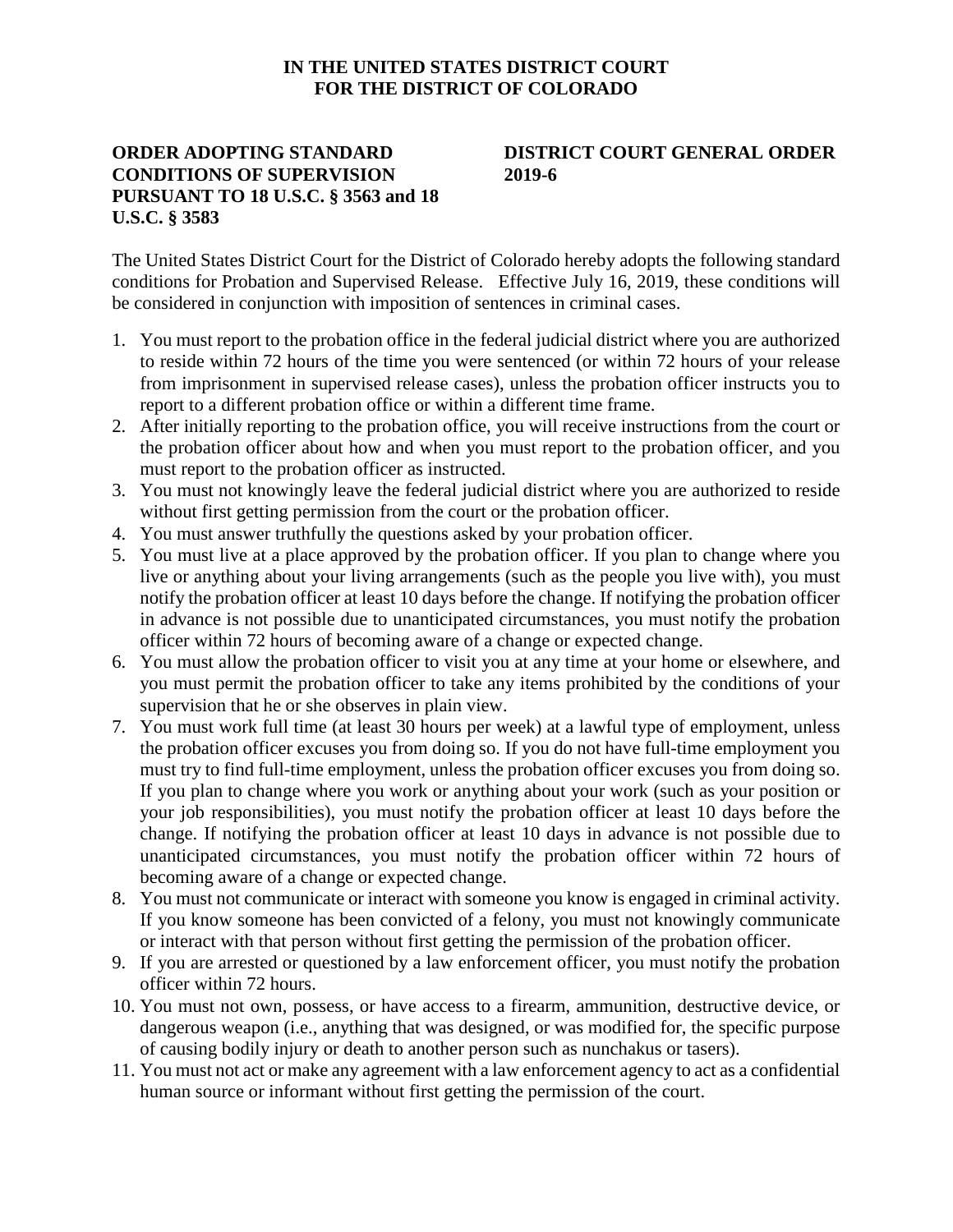**IN THE UNITED STATES DISTRICT COURT**
**FOR THE DISTRICT OF COLORADO**

**ORDER ADOPTING STANDARD CONDITIONS OF SUPERVISION PURSUANT TO 18 U.S.C. § 3563 and 18 U.S.C. § 3583**

**DISTRICT COURT GENERAL ORDER 2019-6**

The United States District Court for the District of Colorado hereby adopts the following standard conditions for Probation and Supervised Release. Effective July 16, 2019, these conditions will be considered in conjunction with imposition of sentences in criminal cases.

1. You must report to the probation office in the federal judicial district where you are authorized to reside within 72 hours of the time you were sentenced (or within 72 hours of your release from imprisonment in supervised release cases), unless the probation officer instructs you to report to a different probation office or within a different time frame.
2. After initially reporting to the probation office, you will receive instructions from the court or the probation officer about how and when you must report to the probation officer, and you must report to the probation officer as instructed.
3. You must not knowingly leave the federal judicial district where you are authorized to reside without first getting permission from the court or the probation officer.
4. You must answer truthfully the questions asked by your probation officer.
5. You must live at a place approved by the probation officer. If you plan to change where you live or anything about your living arrangements (such as the people you live with), you must notify the probation officer at least 10 days before the change. If notifying the probation officer in advance is not possible due to unanticipated circumstances, you must notify the probation officer within 72 hours of becoming aware of a change or expected change.
6. You must allow the probation officer to visit you at any time at your home or elsewhere, and you must permit the probation officer to take any items prohibited by the conditions of your supervision that he or she observes in plain view.
7. You must work full time (at least 30 hours per week) at a lawful type of employment, unless the probation officer excuses you from doing so. If you do not have full-time employment you must try to find full-time employment, unless the probation officer excuses you from doing so. If you plan to change where you work or anything about your work (such as your position or your job responsibilities), you must notify the probation officer at least 10 days before the change. If notifying the probation officer at least 10 days in advance is not possible due to unanticipated circumstances, you must notify the probation officer within 72 hours of becoming aware of a change or expected change.
8. You must not communicate or interact with someone you know is engaged in criminal activity. If you know someone has been convicted of a felony, you must not knowingly communicate or interact with that person without first getting the permission of the probation officer.
9. If you are arrested or questioned by a law enforcement officer, you must notify the probation officer within 72 hours.
10. You must not own, possess, or have access to a firearm, ammunition, destructive device, or dangerous weapon (i.e., anything that was designed, or was modified for, the specific purpose of causing bodily injury or death to another person such as nunchakus or tasers).
11. You must not act or make any agreement with a law enforcement agency to act as a confidential human source or informant without first getting the permission of the court.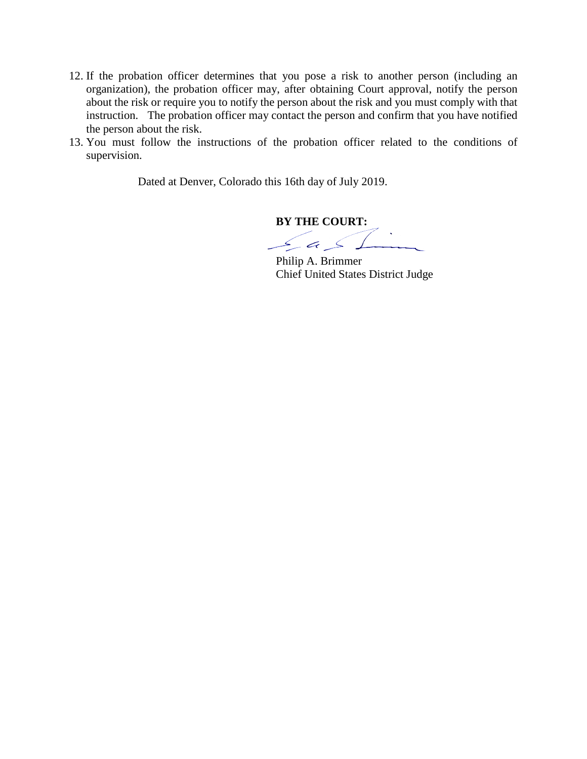12. If the probation officer determines that you pose a risk to another person (including an organization), the probation officer may, after obtaining Court approval, notify the person about the risk or require you to notify the person about the risk and you must comply with that instruction. The probation officer may contact the person and confirm that you have notified the person about the risk.
13. You must follow the instructions of the probation officer related to the conditions of supervision.

Dated at Denver, Colorado this 16th day of July 2019.

**BY THE COURT:**

Philip A. Brimmer
Chief United States District Judge